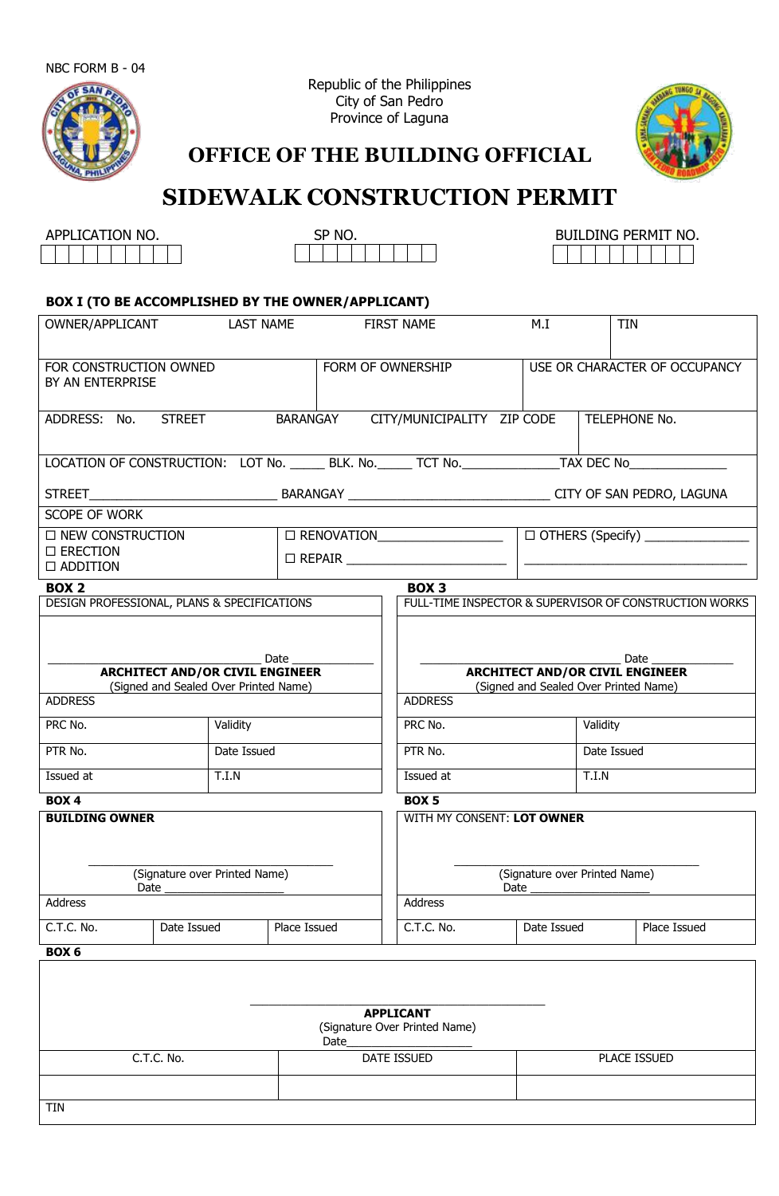NBC FORM B - 04

Republic of the Philippines
City of San Pedro
Province of Laguna

# OFFICE OF THE BUILDING OFFICIAL

# SIDEWALK CONSTRUCTION PERMIT

| APPLICATION NO. | SP NO. | BUILDING PERMIT NO. |
| --- | --- | --- |
| | | |

**BOX I (TO BE ACCOMPLISHED BY THE OWNER/APPLICANT)**

| OWNER/APPLICANT | LAST NAME | FIRST NAME | M.I | TIN |
| --- | --- | --- | --- | --- |
| | | | | |

| FOR CONSTRUCTION OWNED BY AN ENTERPRISE | FORM OF OWNERSHIP | USE OR CHARACTER OF OCCUPANCY |
| --- | --- | --- |
| | | |

| ADDRESS: No. | STREET | BARANGAY | CITY/MUNICIPALITY | ZIP CODE | TELEPHONE No. |
| --- | --- | --- | --- | --- | --- |
| | | | | | |

LOCATION OF CONSTRUCTION: LOT No. _____ BLK. No._____ TCT No.______________TAX DEC No______________

STREET___________________________ BARANGAY _____________________________ CITY OF SAN PEDRO, LAGUNA

SCOPE OF WORK

| | | |
| --- | --- | --- |
| ☐ NEW CONSTRUCTION<br>☐ ERECTION<br>☐ ADDITION | ☐ RENOVATION__________________<br>☐ REPAIR _______________________ | ☐ OTHERS (Specify) ________________<br>_________________________________ |

**BOX 2**

DESIGN PROFESSIONAL, PLANS & SPECIFICATIONS

_____________________________ Date _____________
**ARCHITECT AND/OR CIVIL ENGINEER**
(Signed and Sealed Over Printed Name)

| ADDRESS | |
| --- | --- |
| PRC No. | Validity |
| PTR No. | Date Issued |
| Issued at | T.I.N |

**BOX 3**

FULL-TIME INSPECTOR & SUPERVISOR OF CONSTRUCTION WORKS

_____________________________ Date _____________
**ARCHITECT AND/OR CIVIL ENGINEER**
(Signed and Sealed Over Printed Name)

| ADDRESS | |
| --- | --- |
| PRC No. | Validity |
| PTR No. | Date Issued |
| Issued at | T.I.N |

**BOX 4**

**BUILDING OWNER**

_____________________________
(Signature over Printed Name)
Date ___________________

| Address | | |
| --- | --- | --- |
| C.T.C. No. | Date Issued | Place Issued |

**BOX 5**

WITH MY CONSENT: **LOT OWNER**

_____________________________
(Signature over Printed Name)
Date ___________________

| Address | | |
| --- | --- | --- |
| C.T.C. No. | Date Issued | Place Issued |

**BOX 6**

_____________________________
**APPLICANT**
(Signature Over Printed Name)
Date___________________

| C.T.C. No. | DATE ISSUED | PLACE ISSUED |
| --- | --- | --- |
| | | |
| TIN | | |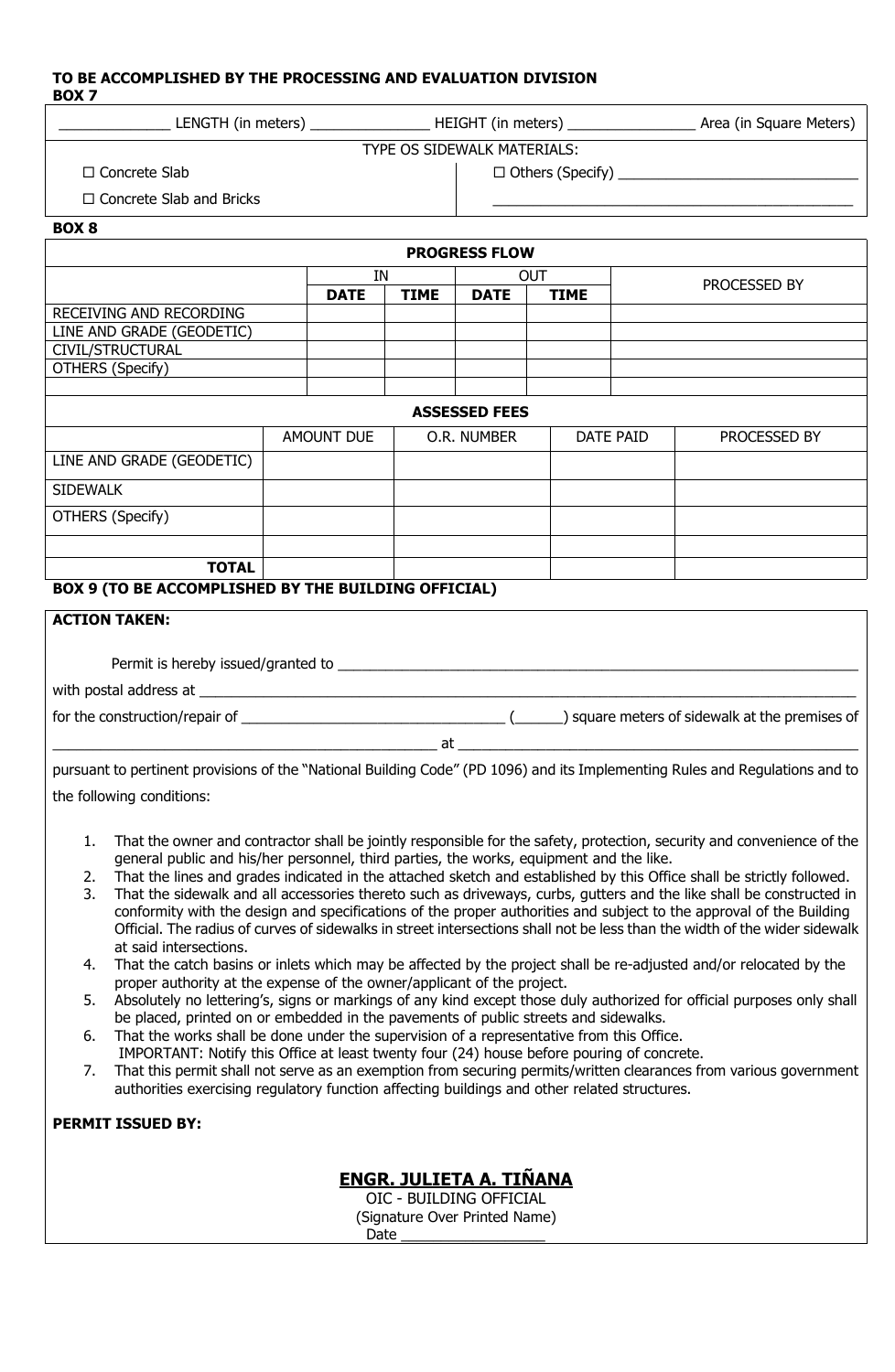**TO BE ACCOMPLISHED BY THE PROCESSING AND EVALUATION DIVISION**

**BOX 7**

| | | |
|---|---|---|
| ______________ LENGTH (in meters) _______________ HEIGHT (in meters) ________________ Area (in Square Meters) | | |
| TYPE OS SIDEWALK MATERIALS: | | |
| ☐ Concrete Slab | ☐ Others (Specify) ______________________________ | |
| ☐ Concrete Slab and Bricks | ______________________________________________ | |

**BOX 8**

| PROGRESS FLOW | | | | | |
|---|---|---|---|---|---|
| | IN | | OUT | | PROCESSED BY |
| | **DATE** | **TIME** | **DATE** | **TIME** | |
| RECEIVING AND RECORDING | | | | | |
| LINE AND GRADE (GEODETIC) | | | | | |
| CIVIL/STRUCTURAL | | | | | |
| OTHERS (Specify) | | | | | |
| | | | | | |

| ASSESSED FEES | | | | |
|---|---|---|---|---|
| | AMOUNT DUE | O.R. NUMBER | DATE PAID | PROCESSED BY |
| LINE AND GRADE (GEODETIC) | | | | |
| SIDEWALK | | | | |
| OTHERS (Specify) | | | | |
| | | | | |
| **TOTAL** | | | | |

**BOX 9 (TO BE ACCOMPLISHED BY THE BUILDING OFFICIAL)**

**ACTION TAKEN:**

Permit is hereby issued/granted to ______________________________________________________________

with postal address at ______________________________________________________________________

for the construction/repair of __________________________________ (______) square meters of sidewalk at the premises of

_______________________________________________ at ___________________________________________________

pursuant to pertinent provisions of the "National Building Code" (PD 1096) and its Implementing Rules and Regulations and to the following conditions:

1. That the owner and contractor shall be jointly responsible for the safety, protection, security and convenience of the general public and his/her personnel, third parties, the works, equipment and the like.
2. That the lines and grades indicated in the attached sketch and established by this Office shall be strictly followed.
3. That the sidewalk and all accessories thereto such as driveways, curbs, gutters and the like shall be constructed in conformity with the design and specifications of the proper authorities and subject to the approval of the Building Official. The radius of curves of sidewalks in street intersections shall not be less than the width of the wider sidewalk at said intersections.
4. That the catch basins or inlets which may be affected by the project shall be re-adjusted and/or relocated by the proper authority at the expense of the owner/applicant of the project.
5. Absolutely no lettering's, signs or markings of any kind except those duly authorized for official purposes only shall be placed, printed on or embedded in the pavements of public streets and sidewalks.
6. That the works shall be done under the supervision of a representative from this Office.
   IMPORTANT: Notify this Office at least twenty four (24) house before pouring of concrete.
7. That this permit shall not serve as an exemption from securing permits/written clearances from various government authorities exercising regulatory function affecting buildings and other related structures.

**PERMIT ISSUED BY:**

**ENGR. JULIETA A. TIÑANA**
OIC - BUILDING OFFICIAL
(Signature Over Printed Name)
Date __________________